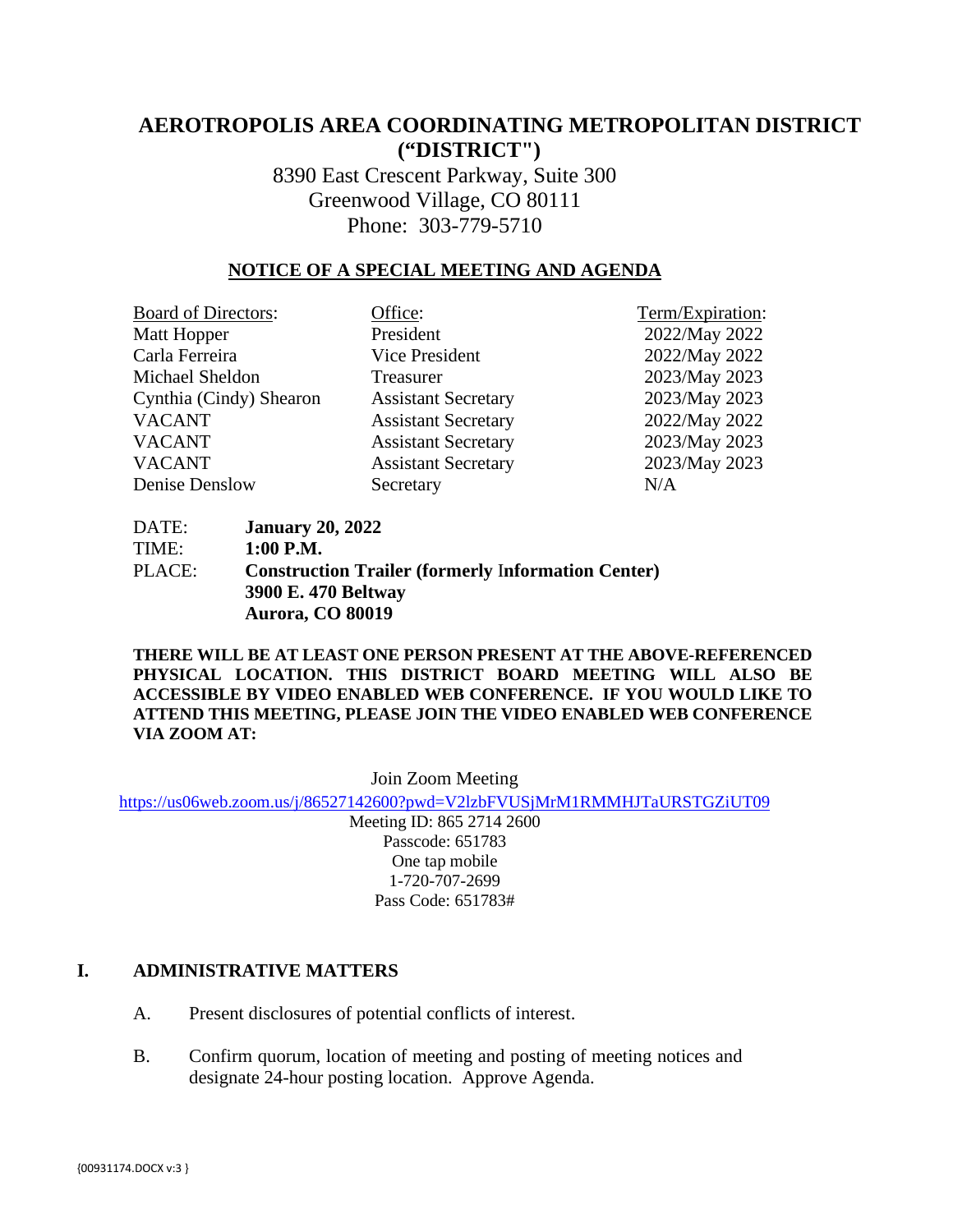# AEROTROPOLIS AREA COORDINATING METROPOLITAN DISTRICT ("DISTRICT")

8390 East Crescent Parkway, Suite 300
Greenwood Village, CO 80111
Phone: 303-779-5710

## NOTICE OF A SPECIAL MEETING AND AGENDA

| Board of Directors: | Office: | Term/Expiration: |
|---|---|---|
| Matt Hopper | President | 2022/May 2022 |
| Carla Ferreira | Vice President | 2022/May 2022 |
| Michael Sheldon | Treasurer | 2023/May 2023 |
| Cynthia (Cindy) Shearon | Assistant Secretary | 2023/May 2023 |
| VACANT | Assistant Secretary | 2022/May 2022 |
| VACANT | Assistant Secretary | 2023/May 2023 |
| VACANT | Assistant Secretary | 2023/May 2023 |
| Denise Denslow | Secretary | N/A |

DATE: **January 20, 2022**
TIME: **1:00 P.M.**
PLACE: **Construction Trailer (formerly Information Center)**
**3900 E. 470 Beltway**
**Aurora, CO 80019**

**THERE WILL BE AT LEAST ONE PERSON PRESENT AT THE ABOVE-REFERENCED PHYSICAL LOCATION. THIS DISTRICT BOARD MEETING WILL ALSO BE ACCESSIBLE BY VIDEO ENABLED WEB CONFERENCE. IF YOU WOULD LIKE TO ATTEND THIS MEETING, PLEASE JOIN THE VIDEO ENABLED WEB CONFERENCE VIA ZOOM AT:**

Join Zoom Meeting
https://us06web.zoom.us/j/86527142600?pwd=V2lzbFVUSjMrM1RMMHJTaURSTGZiUT09
Meeting ID: 865 2714 2600
Passcode: 651783
One tap mobile
1-720-707-2699
Pass Code: 651783#

## I. ADMINISTRATIVE MATTERS

A. Present disclosures of potential conflicts of interest.

B. Confirm quorum, location of meeting and posting of meeting notices and designate 24-hour posting location. Approve Agenda.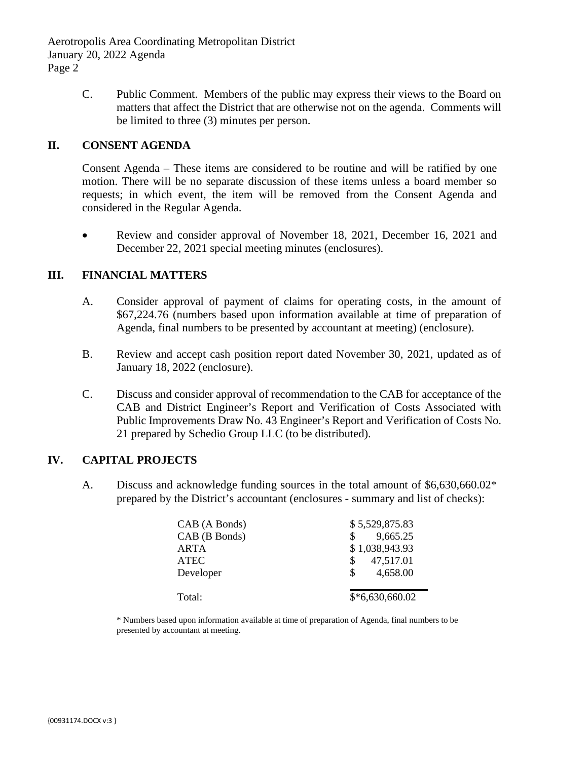C. Public Comment. Members of the public may express their views to the Board on matters that affect the District that are otherwise not on the agenda. Comments will be limited to three (3) minutes per person.

## II. CONSENT AGENDA

Consent Agenda – These items are considered to be routine and will be ratified by one motion. There will be no separate discussion of these items unless a board member so requests; in which event, the item will be removed from the Consent Agenda and considered in the Regular Agenda.

- Review and consider approval of November 18, 2021, December 16, 2021 and December 22, 2021 special meeting minutes (enclosures).

## III. FINANCIAL MATTERS

A. Consider approval of payment of claims for operating costs, in the amount of $67,224.76 (numbers based upon information available at time of preparation of Agenda, final numbers to be presented by accountant at meeting) (enclosure).

B. Review and accept cash position report dated November 30, 2021, updated as of January 18, 2022 (enclosure).

C. Discuss and consider approval of recommendation to the CAB for acceptance of the CAB and District Engineer's Report and Verification of Costs Associated with Public Improvements Draw No. 43 Engineer's Report and Verification of Costs No. 21 prepared by Schedio Group LLC (to be distributed).

## IV. CAPITAL PROJECTS

A. Discuss and acknowledge funding sources in the total amount of $6,630,660.02* prepared by the District's accountant (enclosures - summary and list of checks):

| | |
|---|---|
| CAB (A Bonds) | $ 5,529,875.83 |
| CAB (B Bonds) | $ 9,665.25 |
| ARTA | $ 1,038,943.93 |
| ATEC | $ 47,517.01 |
| Developer | $ 4,658.00 |
| Total: | $*6,630,660.02 |

* Numbers based upon information available at time of preparation of Agenda, final numbers to be presented by accountant at meeting.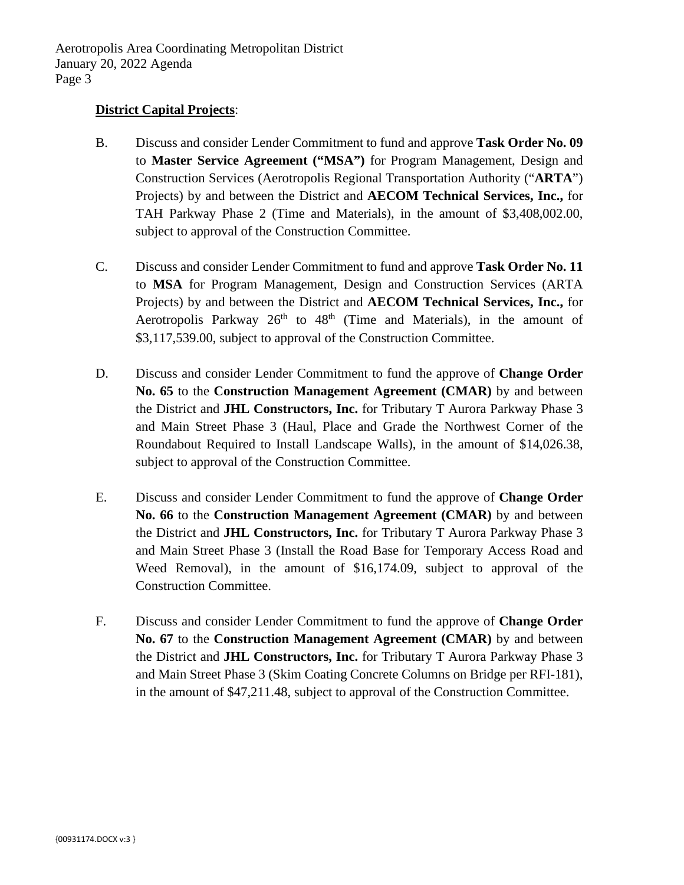**District Capital Projects**:

B. Discuss and consider Lender Commitment to fund and approve **Task Order No. 09** to **Master Service Agreement ("MSA")** for Program Management, Design and Construction Services (Aerotropolis Regional Transportation Authority ("**ARTA**") Projects) by and between the District and **AECOM Technical Services, Inc.,** for TAH Parkway Phase 2 (Time and Materials), in the amount of $3,408,002.00, subject to approval of the Construction Committee.

C. Discuss and consider Lender Commitment to fund and approve **Task Order No. 11** to **MSA** for Program Management, Design and Construction Services (ARTA Projects) by and between the District and **AECOM Technical Services, Inc.,** for Aerotropolis Parkway 26th to 48th (Time and Materials), in the amount of $3,117,539.00, subject to approval of the Construction Committee.

D. Discuss and consider Lender Commitment to fund the approve of **Change Order No. 65** to the **Construction Management Agreement (CMAR)** by and between the District and **JHL Constructors, Inc.** for Tributary T Aurora Parkway Phase 3 and Main Street Phase 3 (Haul, Place and Grade the Northwest Corner of the Roundabout Required to Install Landscape Walls), in the amount of $14,026.38, subject to approval of the Construction Committee.

E. Discuss and consider Lender Commitment to fund the approve of **Change Order No. 66** to the **Construction Management Agreement (CMAR)** by and between the District and **JHL Constructors, Inc.** for Tributary T Aurora Parkway Phase 3 and Main Street Phase 3 (Install the Road Base for Temporary Access Road and Weed Removal), in the amount of $16,174.09, subject to approval of the Construction Committee.

F. Discuss and consider Lender Commitment to fund the approve of **Change Order No. 67** to the **Construction Management Agreement (CMAR)** by and between the District and **JHL Constructors, Inc.** for Tributary T Aurora Parkway Phase 3 and Main Street Phase 3 (Skim Coating Concrete Columns on Bridge per RFI-181), in the amount of $47,211.48, subject to approval of the Construction Committee.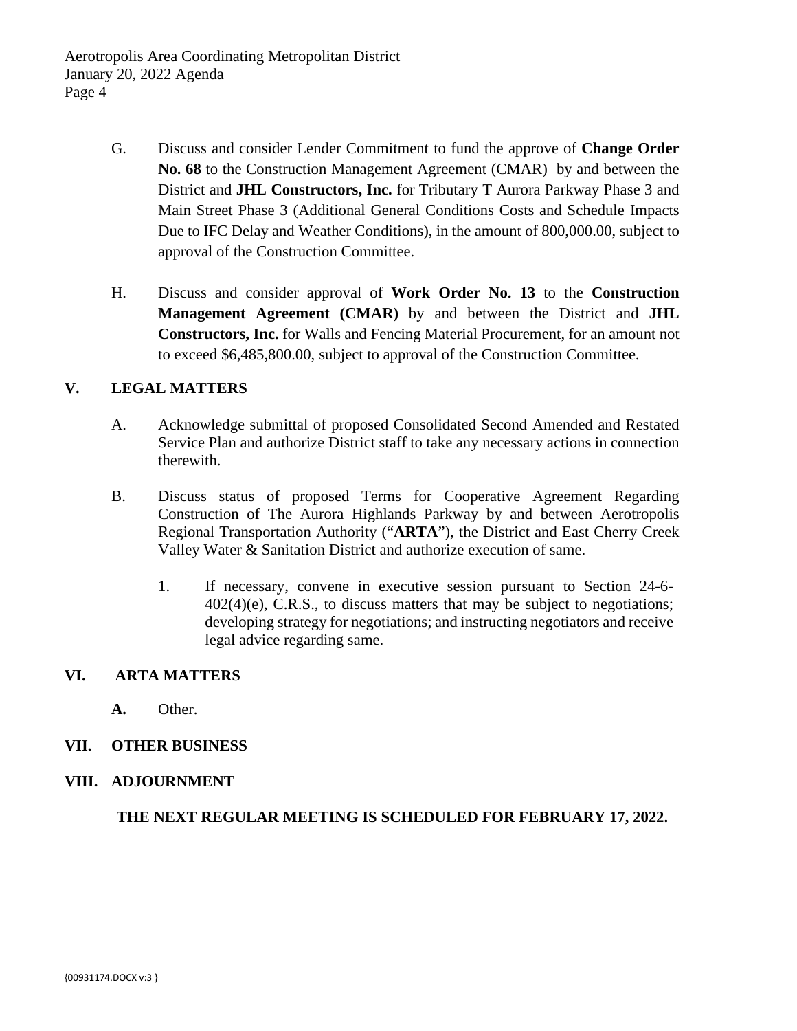G. Discuss and consider Lender Commitment to fund the approve of **Change Order No. 68** to the Construction Management Agreement (CMAR) by and between the District and **JHL Constructors, Inc.** for Tributary T Aurora Parkway Phase 3 and Main Street Phase 3 (Additional General Conditions Costs and Schedule Impacts Due to IFC Delay and Weather Conditions), in the amount of 800,000.00, subject to approval of the Construction Committee.

H. Discuss and consider approval of **Work Order No. 13** to the **Construction Management Agreement (CMAR)** by and between the District and **JHL Constructors, Inc.** for Walls and Fencing Material Procurement, for an amount not to exceed $6,485,800.00, subject to approval of the Construction Committee.

## V. LEGAL MATTERS

A. Acknowledge submittal of proposed Consolidated Second Amended and Restated Service Plan and authorize District staff to take any necessary actions in connection therewith.

B. Discuss status of proposed Terms for Cooperative Agreement Regarding Construction of The Aurora Highlands Parkway by and between Aerotropolis Regional Transportation Authority ("**ARTA**"), the District and East Cherry Creek Valley Water & Sanitation District and authorize execution of same.

1. If necessary, convene in executive session pursuant to Section 24-6-402(4)(e), C.R.S., to discuss matters that may be subject to negotiations; developing strategy for negotiations; and instructing negotiators and receive legal advice regarding same.

## VI. ARTA MATTERS

**A.** Other.

## VII. OTHER BUSINESS

## VIII. ADJOURNMENT

**THE NEXT REGULAR MEETING IS SCHEDULED FOR FEBRUARY 17, 2022.**